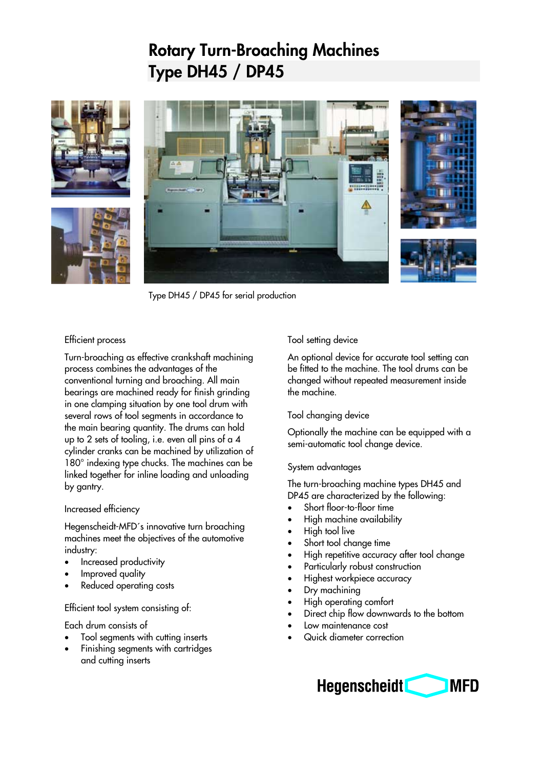# Rotary Turn-Broaching Machines
# Type DH45 / DP45

Type DH45 / DP45 for serial production

### Efficient process

Turn-broaching as effective crankshaft machining process combines the advantages of the conventional turning and broaching. All main bearings are machined ready for finish grinding in one clamping situation by one tool drum with several rows of tool segments in accordance to the main bearing quantity. The drums can hold up to 2 sets of tooling, i.e. even all pins of a 4 cylinder cranks can be machined by utilization of 180° indexing type chucks. The machines can be linked together for inline loading and unloading by gantry.

### Increased efficiency

Hegenscheidt-MFD´s innovative turn broaching machines meet the objectives of the automotive industry:

- Increased productivity
- Improved quality
- Reduced operating costs

### Efficient tool system consisting of:

Each drum consists of

- Tool segments with cutting inserts
- Finishing segments with cartridges and cutting inserts

### Tool setting device

An optional device for accurate tool setting can be fitted to the machine. The tool drums can be changed without repeated measurement inside the machine.

### Tool changing device

Optionally the machine can be equipped with a semi-automatic tool change device.

### System advantages

The turn-broaching machine types DH45 and DP45 are characterized by the following:

- Short floor-to-floor time
- High machine availability
- High tool live
- Short tool change time
- High repetitive accuracy after tool change
- Particularly robust construction
- Highest workpiece accuracy
- Dry machining
- High operating comfort
- Direct chip flow downwards to the bottom
- Low maintenance cost
- Quick diameter correction

Hegenscheidt MFD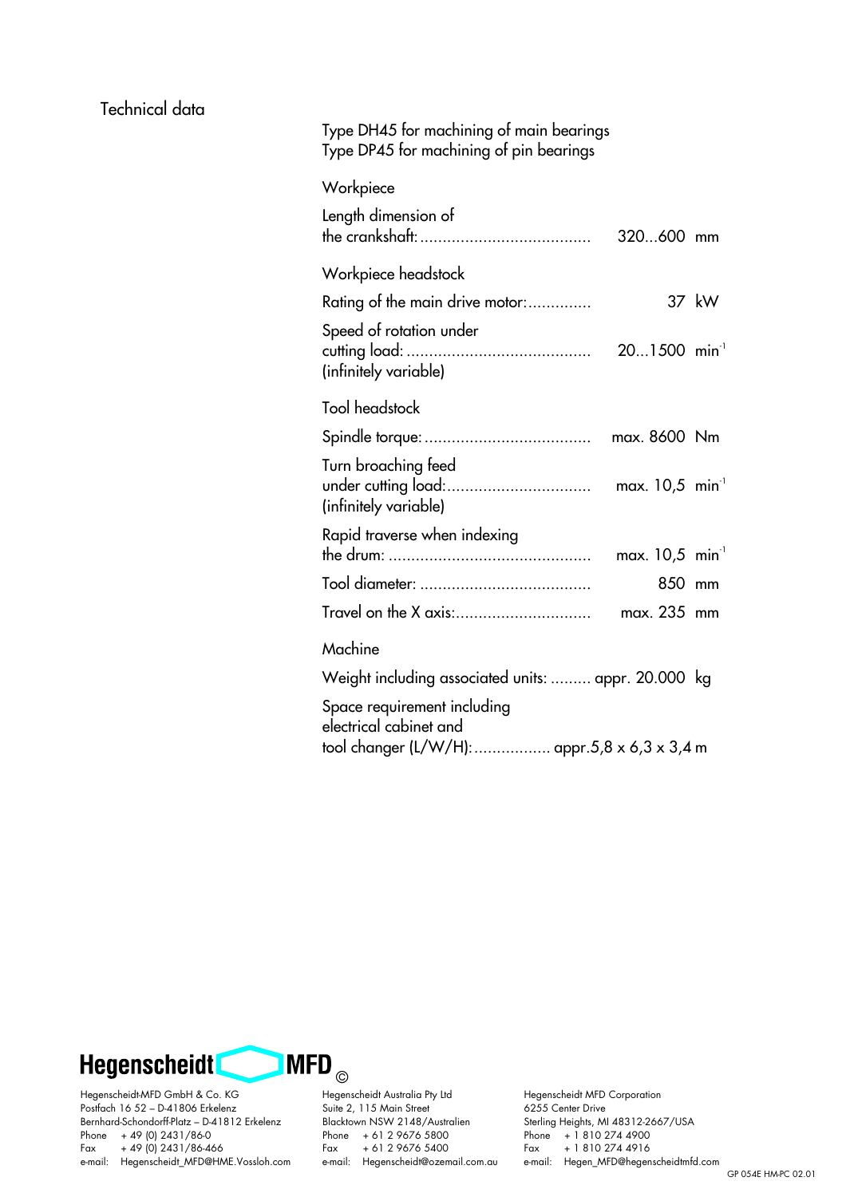## Technical data

Type DH45 for machining of main bearings
Type DP45 for machining of pin bearings

### Workpiece

| | |
|---|---|
| Length dimension of the crankshaft: | 320...600 mm |

### Workpiece headstock

| | |
|---|---|
| Rating of the main drive motor: | 37 kW |
| Speed of rotation under cutting load: (infinitely variable) | 20...1500 $min^{-1}$ |

### Tool headstock

| | |
|---|---|
| Spindle torque: | max. 8600 Nm |
| Turn broaching feed under cutting load: (infinitely variable) | max. 10,5 $min^{-1}$ |
| Rapid traverse when indexing the drum: | max. 10,5 $min^{-1}$ |
| Tool diameter: | 850 mm |
| Travel on the X axis: | max. 235 mm |

### Machine

| | |
|---|---|
| Weight including associated units: | appr. 20.000 kg |
| Space requirement including electrical cabinet and tool changer (L/W/H): | appr.5,8 x 6,3 x 3,4 m |

Hegenscheidt MFD ©

Hegenscheidt-MFD GmbH & Co. KG
Postfach 16 52 – D-41806 Erkelenz
Bernhard-Schondorff-Platz – D-41812 Erkelenz
Phone + 49 (0) 2431/86-0
Fax + 49 (0) 2431/86-466
e-mail: Hegenscheidt_MFD@HME.Vossloh.com

Hegenscheidt Australia Pty Ltd
Suite 2, 115 Main Street
Blacktown NSW 2148/Australien
Phone + 61 2 9676 5800
Fax + 61 2 9676 5400
e-mail: Hegenscheidt@ozemail.com.au

Hegenscheidt MFD Corporation
6255 Center Drive
Sterling Heights, MI 48312-2667/USA
Phone + 1 810 274 4900
Fax + 1 810 274 4916
e-mail: Hegen_MFD@hegenscheidtmfd.com

GP 054E HM-PC 02.01